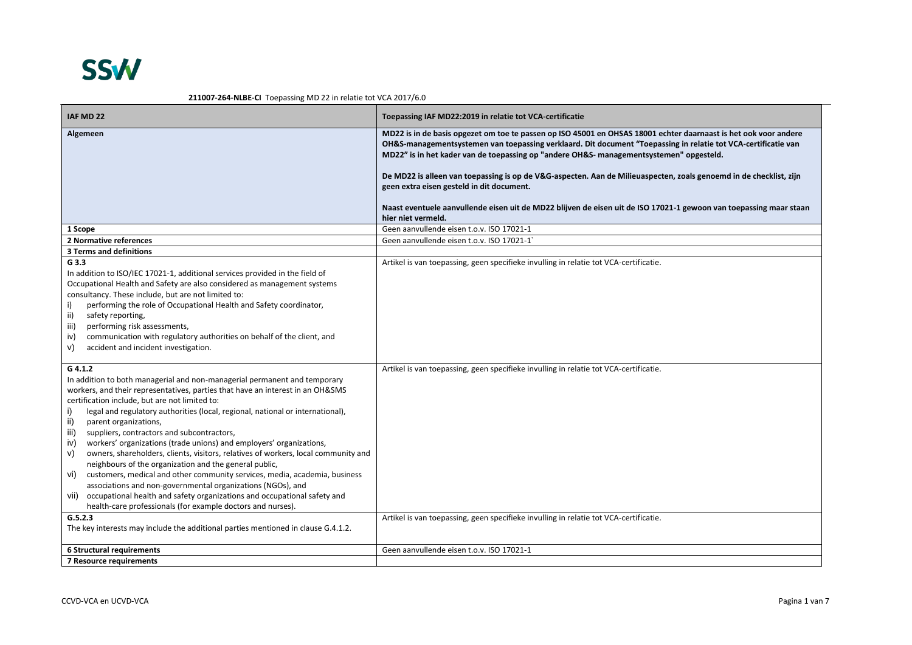SSW

**211007-264-NLBE-CI** Toepassing MD 22 in relatie tot VCA 2017/6.0

| **IAF MD 22** | **Toepassing IAF MD22:2019 in relatie tot VCA-certificatie** |
|---|---|
| **Algemeen** | **MD22 is in de basis opgezet om toe te passen op ISO 45001 en OHSAS 18001 echter daarnaast is het ook voor andere OH&S-managementsystemen van toepassing verklaard. Dit document "Toepassing in relatie tot VCA-certificatie van MD22" is in het kader van de toepassing op "andere OH&S- managementsystemen" opgesteld.**<br><br>**De MD22 is alleen van toepassing is op de V&G-aspecten. Aan de Milieuaspecten, zoals genoemd in de checklist, zijn geen extra eisen gesteld in dit document.**<br><br>**Naast eventuele aanvullende eisen uit de MD22 blijven de eisen uit de ISO 17021-1 gewoon van toepassing maar staan hier niet vermeld.** |
| **1 Scope** | Geen aanvullende eisen t.o.v. ISO 17021-1 |
| **2 Normative references** | Geen aanvullende eisen t.o.v. ISO 17021-1` |
| **3 Terms and definitions** | |
| **G 3.3**<br>In addition to ISO/IEC 17021-1, additional services provided in the field of Occupational Health and Safety are also considered as management systems consultancy. These include, but are not limited to:<br>i) performing the role of Occupational Health and Safety coordinator,<br>ii) safety reporting,<br>iii) performing risk assessments,<br>iv) communication with regulatory authorities on behalf of the client, and<br>v) accident and incident investigation. | Artikel is van toepassing, geen specifieke invulling in relatie tot VCA-certificatie. |
| **G 4.1.2**<br>In addition to both managerial and non-managerial permanent and temporary workers, and their representatives, parties that have an interest in an OH&SMS certification include, but are not limited to:<br>i) legal and regulatory authorities (local, regional, national or international),<br>ii) parent organizations,<br>iii) suppliers, contractors and subcontractors,<br>iv) workers' organizations (trade unions) and employers' organizations,<br>v) owners, shareholders, clients, visitors, relatives of workers, local community and neighbours of the organization and the general public,<br>vi) customers, medical and other community services, media, academia, business associations and non-governmental organizations (NGOs), and<br>vii) occupational health and safety organizations and occupational safety and health-care professionals (for example doctors and nurses). | Artikel is van toepassing, geen specifieke invulling in relatie tot VCA-certificatie. |
| **G.5.2.3**<br>The key interests may include the additional parties mentioned in clause G.4.1.2. | Artikel is van toepassing, geen specifieke invulling in relatie tot VCA-certificatie. |
| **6 Structural requirements** | Geen aanvullende eisen t.o.v. ISO 17021-1 |
| **7 Resource requirements** | |

CCVD-VCA en UCVD-VCA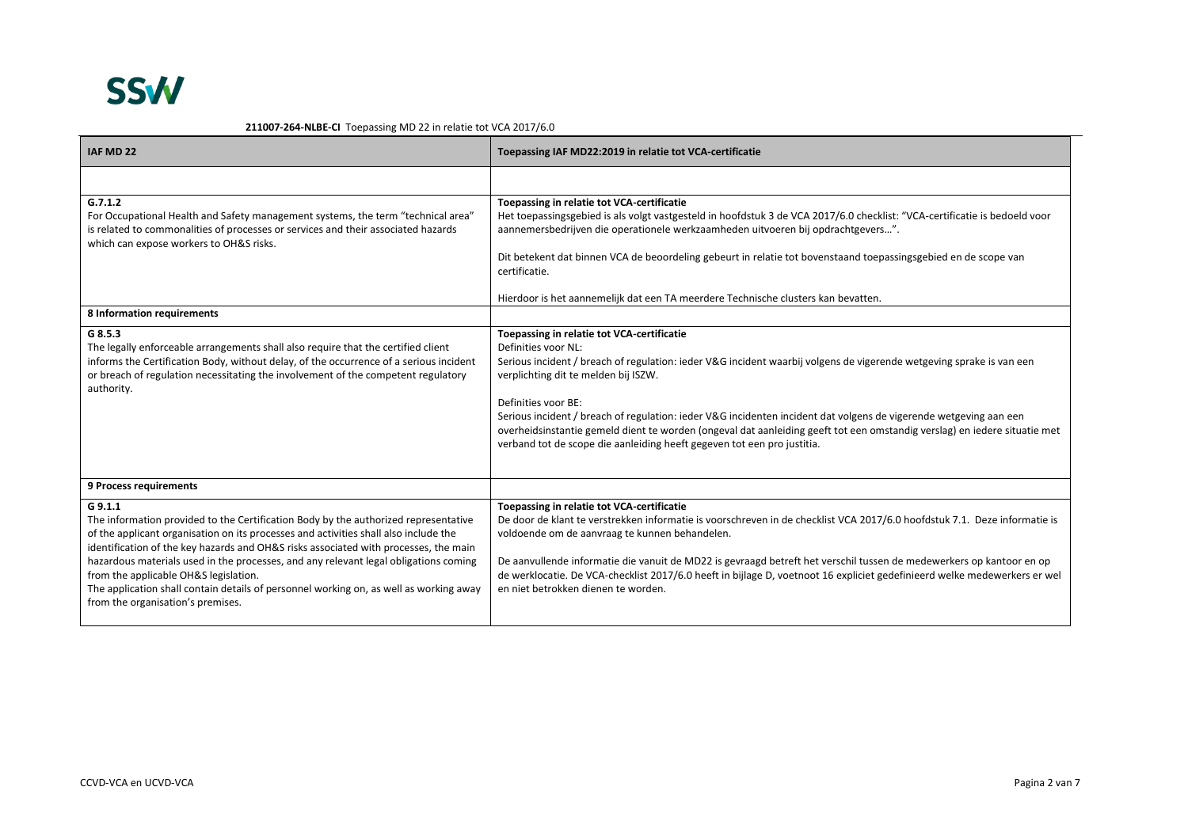**211007-264-NLBE-CI** Toepassing MD 22 in relatie tot VCA 2017/6.0

| IAF MD 22 | Toepassing IAF MD22:2019 in relatie tot VCA-certificatie |
|---|---|
| | |
| **G.7.1.2**<br>For Occupational Health and Safety management systems, the term "technical area" is related to commonalities of processes or services and their associated hazards which can expose workers to OH&S risks. | **Toepassing in relatie tot VCA-certificatie**<br>Het toepassingsgebied is als volgt vastgesteld in hoofdstuk 3 de VCA 2017/6.0 checklist: "VCA-certificatie is bedoeld voor aannemersbedrijven die operationele werkzaamheden uitvoeren bij opdrachtgevers…".<br><br>Dit betekent dat binnen VCA de beoordeling gebeurt in relatie tot bovenstaand toepassingsgebied en de scope van certificatie.<br><br>Hierdoor is het aannemelijk dat een TA meerdere Technische clusters kan bevatten. |
| **8 Information requirements** | |
| **G 8.5.3**<br>The legally enforceable arrangements shall also require that the certified client informs the Certification Body, without delay, of the occurrence of a serious incident or breach of regulation necessitating the involvement of the competent regulatory authority. | **Toepassing in relatie tot VCA-certificatie**<br>Definities voor NL:<br>Serious incident / breach of regulation: ieder V&G incident waarbij volgens de vigerende wetgeving sprake is van een verplichting dit te melden bij ISZW.<br><br>Definities voor BE:<br>Serious incident / breach of regulation: ieder V&G incidenten incident dat volgens de vigerende wetgeving aan een overheidsinstantie gemeld dient te worden (ongeval dat aanleiding geeft tot een omstandig verslag) en iedere situatie met verband tot de scope die aanleiding heeft gegeven tot een pro justitia. |
| **9 Process requirements** | |
| **G 9.1.1**<br>The information provided to the Certification Body by the authorized representative of the applicant organisation on its processes and activities shall also include the identification of the key hazards and OH&S risks associated with processes, the main hazardous materials used in the processes, and any relevant legal obligations coming from the applicable OH&S legislation.<br>The application shall contain details of personnel working on, as well as working away from the organisation's premises. | **Toepassing in relatie tot VCA-certificatie**<br>De door de klant te verstrekken informatie is voorschreven in de checklist VCA 2017/6.0 hoofdstuk 7.1. Deze informatie is voldoende om de aanvraag te kunnen behandelen.<br><br>De aanvullende informatie die vanuit de MD22 is gevraagd betreft het verschil tussen de medewerkers op kantoor en op de werklocatie. De VCA-checklist 2017/6.0 heeft in bijlage D, voetnoot 16 expliciet gedefinieerd welke medewerkers er wel en niet betrokken dienen te worden. |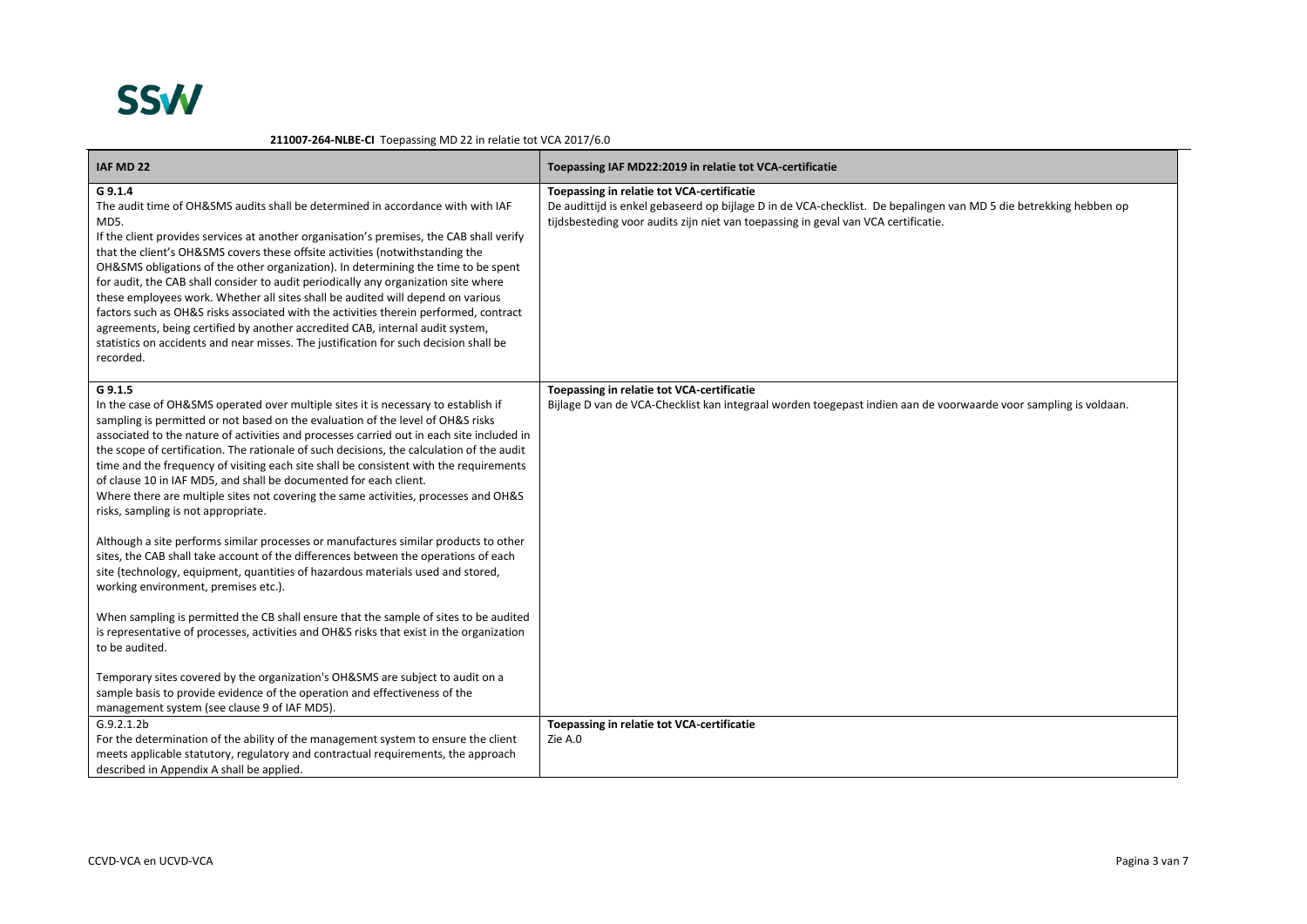**211007-264-NLBE-CI** Toepassing MD 22 in relatie tot VCA 2017/6.0

| IAF MD 22 | Toepassing IAF MD22:2019 in relatie tot VCA-certificatie |
|---|---|
| **G 9.1.4**<br>The audit time of OH&SMS audits shall be determined in accordance with with IAF MD5.<br>If the client provides services at another organisation's premises, the CAB shall verify that the client's OH&SMS covers these offsite activities (notwithstanding the OH&SMS obligations of the other organization). In determining the time to be spent for audit, the CAB shall consider to audit periodically any organization site where these employees work. Whether all sites shall be audited will depend on various factors such as OH&S risks associated with the activities therein performed, contract agreements, being certified by another accredited CAB, internal audit system, statistics on accidents and near misses. The justification for such decision shall be recorded. | **Toepassing in relatie tot VCA-certificatie**<br>De audittijd is enkel gebaseerd op bijlage D in de VCA-checklist. De bepalingen van MD 5 die betrekking hebben op tijdsbesteding voor audits zijn niet van toepassing in geval van VCA certificatie. |
| **G 9.1.5**<br>In the case of OH&SMS operated over multiple sites it is necessary to establish if sampling is permitted or not based on the evaluation of the level of OH&S risks associated to the nature of activities and processes carried out in each site included in the scope of certification. The rationale of such decisions, the calculation of the audit time and the frequency of visiting each site shall be consistent with the requirements of clause 10 in IAF MD5, and shall be documented for each client.<br>Where there are multiple sites not covering the same activities, processes and OH&S risks, sampling is not appropriate.<br><br>Although a site performs similar processes or manufactures similar products to other sites, the CAB shall take account of the differences between the operations of each site (technology, equipment, quantities of hazardous materials used and stored, working environment, premises etc.).<br><br>When sampling is permitted the CB shall ensure that the sample of sites to be audited is representative of processes, activities and OH&S risks that exist in the organization to be audited.<br><br>Temporary sites covered by the organization's OH&SMS are subject to audit on a sample basis to provide evidence of the operation and effectiveness of the management system (see clause 9 of IAF MD5). | **Toepassing in relatie tot VCA-certificatie**<br>Bijlage D van de VCA-Checklist kan integraal worden toegepast indien aan de voorwaarde voor sampling is voldaan. |
| G.9.2.1.2b<br>For the determination of the ability of the management system to ensure the client meets applicable statutory, regulatory and contractual requirements, the approach described in Appendix A shall be applied. | **Toepassing in relatie tot VCA-certificatie**<br>Zie A.0 |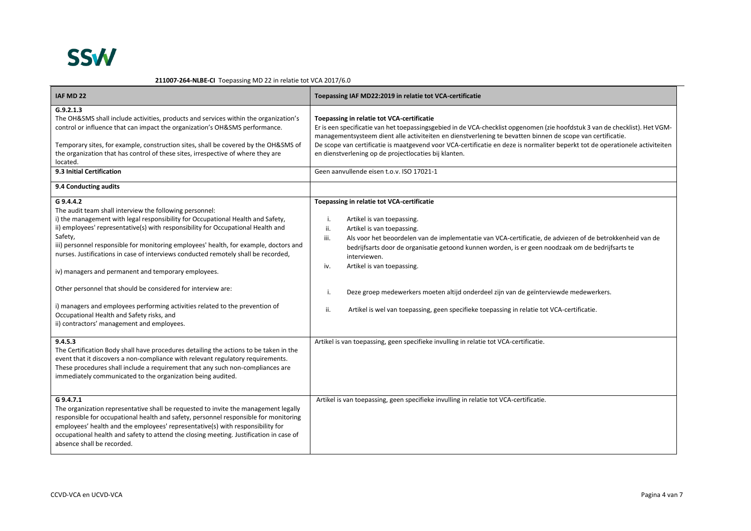**211007-264-NLBE-CI** Toepassing MD 22 in relatie tot VCA 2017/6.0

| IAF MD 22 | Toepassing IAF MD22:2019 in relatie tot VCA-certificatie |
|---|---|
| **G.9.2.1.3**<br>The OH&SMS shall include activities, products and services within the organization's control or influence that can impact the organization's OH&SMS performance.<br><br>Temporary sites, for example, construction sites, shall be covered by the OH&SMS of the organization that has control of these sites, irrespective of where they are located. | **Toepassing in relatie tot VCA-certificatie**<br>Er is een specificatie van het toepassingsgebied in de VCA-checklist opgenomen (zie hoofdstuk 3 van de checklist). Het VGM-managementsysteem dient alle activiteiten en dienstverlening te bevatten binnen de scope van certificatie.<br>De scope van certificatie is maatgevend voor VCA-certificatie en deze is normaliter beperkt tot de operationele activiteiten en dienstverlening op de projectlocaties bij klanten. |
| **9.3 Initial Certification** | Geen aanvullende eisen t.o.v. ISO 17021-1 |
| **9.4 Conducting audits** | |
| **G 9.4.4.2**<br>The audit team shall interview the following personnel:<br>i) the management with legal responsibility for Occupational Health and Safety,<br>ii) employees' representative(s) with responsibility for Occupational Health and Safety,<br>iii) personnel responsible for monitoring employees' health, for example, doctors and nurses. Justifications in case of interviews conducted remotely shall be recorded,<br><br>iv) managers and permanent and temporary employees.<br><br>Other personnel that should be considered for interview are:<br><br>i) managers and employees performing activities related to the prevention of Occupational Health and Safety risks, and<br>ii) contractors' management and employees. | **Toepassing in relatie tot VCA-certificatie**<br><br>i. Artikel is van toepassing.<br>ii. Artikel is van toepassing.<br>iii. Als voor het beoordelen van de implementatie van VCA-certificatie, de adviezen of de betrokkenheid van de bedrijfsarts door de organisatie getoond kunnen worden, is er geen noodzaak om de bedrijfsarts te interviewen.<br>iv. Artikel is van toepassing.<br><br>i. Deze groep medewerkers moeten altijd onderdeel zijn van de geïnterviewde medewerkers.<br><br>ii. Artikel is wel van toepassing, geen specifieke toepassing in relatie tot VCA-certificatie. |
| **9.4.5.3**<br>The Certification Body shall have procedures detailing the actions to be taken in the event that it discovers a non-compliance with relevant regulatory requirements. These procedures shall include a requirement that any such non-compliances are immediately communicated to the organization being audited. | Artikel is van toepassing, geen specifieke invulling in relatie tot VCA-certificatie. |
| **G 9.4.7.1**<br>The organization representative shall be requested to invite the management legally responsible for occupational health and safety, personnel responsible for monitoring employees' health and the employees' representative(s) with responsibility for occupational health and safety to attend the closing meeting. Justification in case of absence shall be recorded. | Artikel is van toepassing, geen specifieke invulling in relatie tot VCA-certificatie. |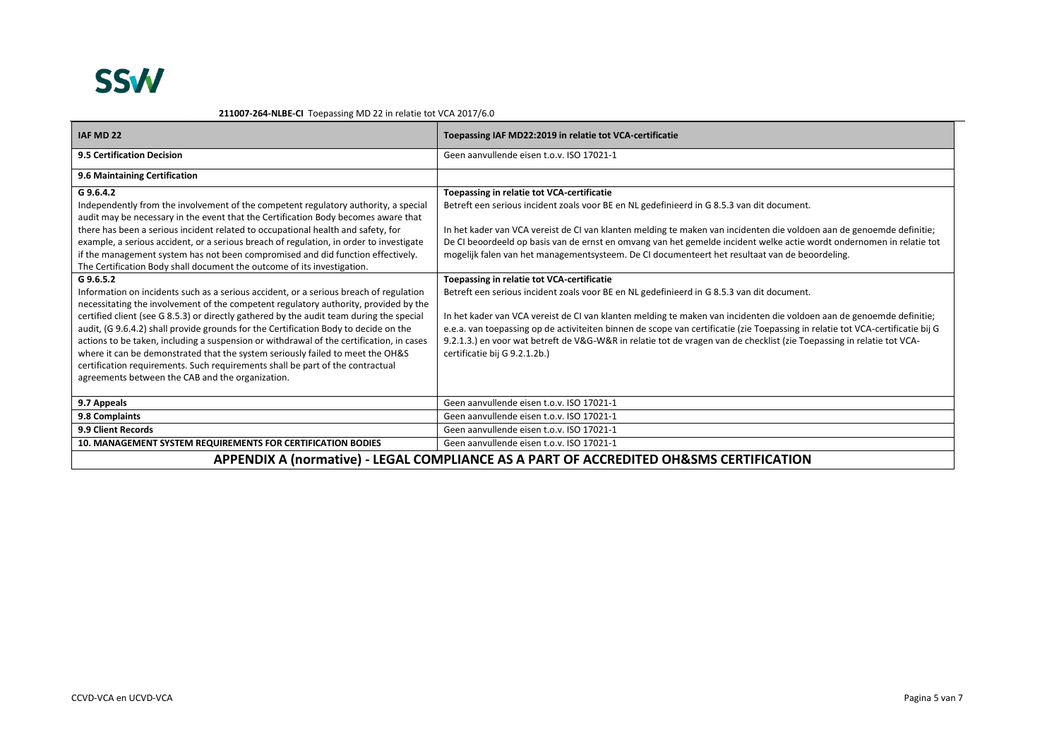**211007-264-NLBE-CI** Toepassing MD 22 in relatie tot VCA 2017/6.0

| IAF MD 22 | Toepassing IAF MD22:2019 in relatie tot VCA-certificatie |
|---|---|
| **9.5 Certification Decision** | Geen aanvullende eisen t.o.v. ISO 17021-1 |
| **9.6 Maintaining Certification** | |
| **G 9.6.4.2**<br>Independently from the involvement of the competent regulatory authority, a special audit may be necessary in the event that the Certification Body becomes aware that there has been a serious incident related to occupational health and safety, for example, a serious accident, or a serious breach of regulation, in order to investigate if the management system has not been compromised and did function effectively. The Certification Body shall document the outcome of its investigation. | **Toepassing in relatie tot VCA-certificatie**<br>Betreft een serious incident zoals voor BE en NL gedefinieerd in G 8.5.3 van dit document.<br><br>In het kader van VCA vereist de CI van klanten melding te maken van incidenten die voldoen aan de genoemde definitie; De CI beoordeeld op basis van de ernst en omvang van het gemelde incident welke actie wordt ondernomen in relatie tot mogelijk falen van het managementsysteem. De CI documenteert het resultaat van de beoordeling. |
| **G 9.6.5.2**<br>Information on incidents such as a serious accident, or a serious breach of regulation necessitating the involvement of the competent regulatory authority, provided by the certified client (see G 8.5.3) or directly gathered by the audit team during the special audit, (G 9.6.4.2) shall provide grounds for the Certification Body to decide on the actions to be taken, including a suspension or withdrawal of the certification, in cases where it can be demonstrated that the system seriously failed to meet the OH&S certification requirements. Such requirements shall be part of the contractual agreements between the CAB and the organization. | **Toepassing in relatie tot VCA-certificatie**<br>Betreft een serious incident zoals voor BE en NL gedefinieerd in G 8.5.3 van dit document.<br><br>In het kader van VCA vereist de CI van klanten melding te maken van incidenten die voldoen aan de genoemde definitie; e.e.a. van toepassing op de activiteiten binnen de scope van certificatie (zie Toepassing in relatie tot VCA-certificatie bij G 9.2.1.3.) en voor wat betreft de V&G-W&R in relatie tot de vragen van de checklist (zie Toepassing in relatie tot VCA-certificatie bij G 9.2.1.2b.) |
| **9.7 Appeals** | Geen aanvullende eisen t.o.v. ISO 17021-1 |
| **9.8 Complaints** | Geen aanvullende eisen t.o.v. ISO 17021-1 |
| **9.9 Client Records** | Geen aanvullende eisen t.o.v. ISO 17021-1 |
| **10. MANAGEMENT SYSTEM REQUIREMENTS FOR CERTIFICATION BODIES** | Geen aanvullende eisen t.o.v. ISO 17021-1 |
| **APPENDIX A (normative) - LEGAL COMPLIANCE AS A PART OF ACCREDITED OH&SMS CERTIFICATION** | |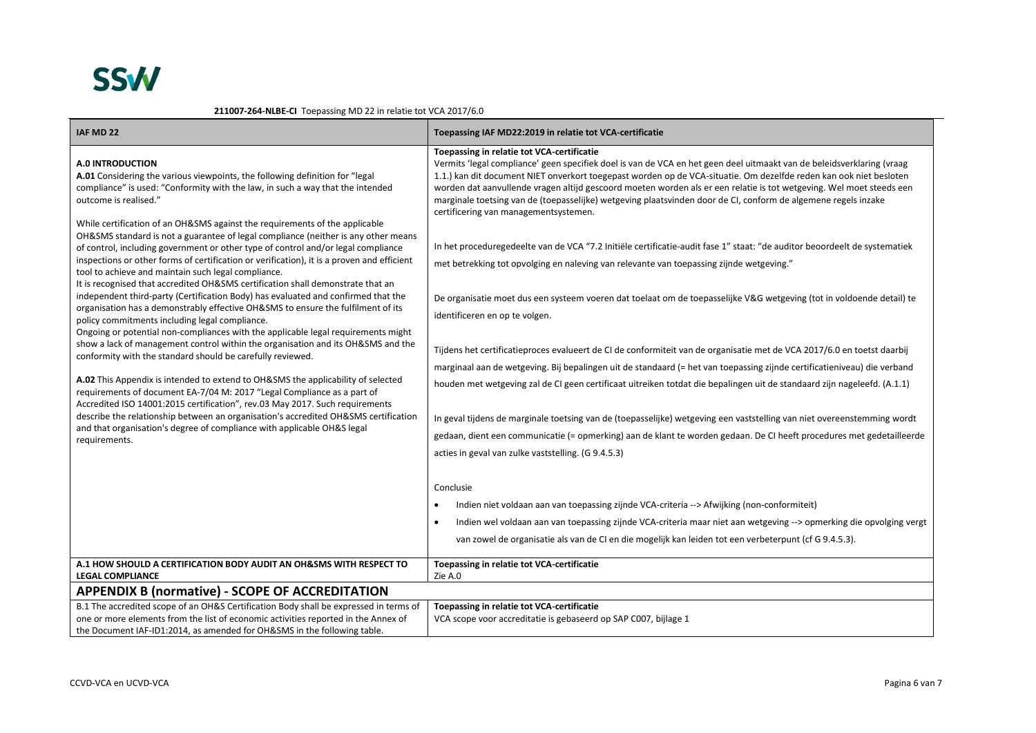**211007-264-NLBE-CI** Toepassing MD 22 in relatie tot VCA 2017/6.0

| IAF MD 22 | Toepassing IAF MD22:2019 in relatie tot VCA-certificatie |
|---|---|
| **A.0 INTRODUCTION**<br>**A.01** Considering the various viewpoints, the following definition for "legal compliance" is used: "Conformity with the law, in such a way that the intended outcome is realised."<br><br>While certification of an OH&SMS against the requirements of the applicable OH&SMS standard is not a guarantee of legal compliance (neither is any other means of control, including government or other type of control and/or legal compliance inspections or other forms of certification or verification), it is a proven and efficient tool to achieve and maintain such legal compliance.<br>It is recognised that accredited OH&SMS certification shall demonstrate that an independent third-party (Certification Body) has evaluated and confirmed that the organisation has a demonstrably effective OH&SMS to ensure the fulfilment of its policy commitments including legal compliance.<br>Ongoing or potential non-compliances with the applicable legal requirements might show a lack of management control within the organisation and its OH&SMS and the conformity with the standard should be carefully reviewed.<br><br>**A.02** This Appendix is intended to extend to OH&SMS the applicability of selected requirements of document EA-7/04 M: 2017 "Legal Compliance as a part of Accredited ISO 14001:2015 certification", rev.03 May 2017. Such requirements describe the relationship between an organisation's accredited OH&SMS certification and that organisation's degree of compliance with applicable OH&S legal requirements. | **Toepassing in relatie tot VCA-certificatie**<br>Vermits 'legal compliance' geen specifiek doel is van de VCA en het geen deel uitmaakt van de beleidsverklaring (vraag 1.1.) kan dit document NIET onverkort toegepast worden op de VCA-situatie. Om dezelfde reden kan ook niet besloten worden dat aanvullende vragen altijd gescoord moeten worden als er een relatie is tot wetgeving. Wel moet steeds een marginale toetsing van de (toepasselijke) wetgeving plaatsvinden door de CI, conform de algemene regels inzake certificering van managementsystemen.<br><br>In het proceduregedeelte van de VCA "7.2 Initiële certificatie-audit fase 1" staat: "de auditor beoordeelt de systematiek met betrekking tot opvolging en naleving van relevante van toepassing zijnde wetgeving."<br><br>De organisatie moet dus een systeem voeren dat toelaat om de toepasselijke V&G wetgeving (tot in voldoende detail) te identificeren en op te volgen.<br><br>Tijdens het certificatieproces evalueert de CI de conformiteit van de organisatie met de VCA 2017/6.0 en toetst daarbij marginaal aan de wetgeving. Bij bepalingen uit de standaard (= het van toepassing zijnde certificatieniveau) die verband houden met wetgeving zal de CI geen certificaat uitreiken totdat die bepalingen uit de standaard zijn nageleefd. (A.1.1)<br><br>In geval tijdens de marginale toetsing van de (toepasselijke) wetgeving een vaststelling van niet overeenstemming wordt gedaan, dient een communicatie (= opmerking) aan de klant te worden gedaan. De CI heeft procedures met gedetailleerde acties in geval van zulke vaststelling. (G 9.4.5.3)<br><br>Conclusie<br>• Indien niet voldaan aan van toepassing zijnde VCA-criteria --> Afwijking (non-conformiteit)<br>• Indien wel voldaan aan van toepassing zijnde VCA-criteria maar niet aan wetgeving --> opmerking die opvolging vergt van zowel de organisatie als van de CI en die mogelijk kan leiden tot een verbeterpunt (cf G 9.4.5.3). |
| **A.1 HOW SHOULD A CERTIFICATION BODY AUDIT AN OH&SMS WITH RESPECT TO LEGAL COMPLIANCE** | **Toepassing in relatie tot VCA-certificatie**<br>Zie A.0 |
| **APPENDIX B (normative) - SCOPE OF ACCREDITATION** | |
| B.1 The accredited scope of an OH&S Certification Body shall be expressed in terms of one or more elements from the list of economic activities reported in the Annex of the Document IAF-ID1:2014, as amended for OH&SMS in the following table. | **Toepassing in relatie tot VCA-certificatie**<br>VCA scope voor accreditatie is gebaseerd op SAP C007, bijlage 1 |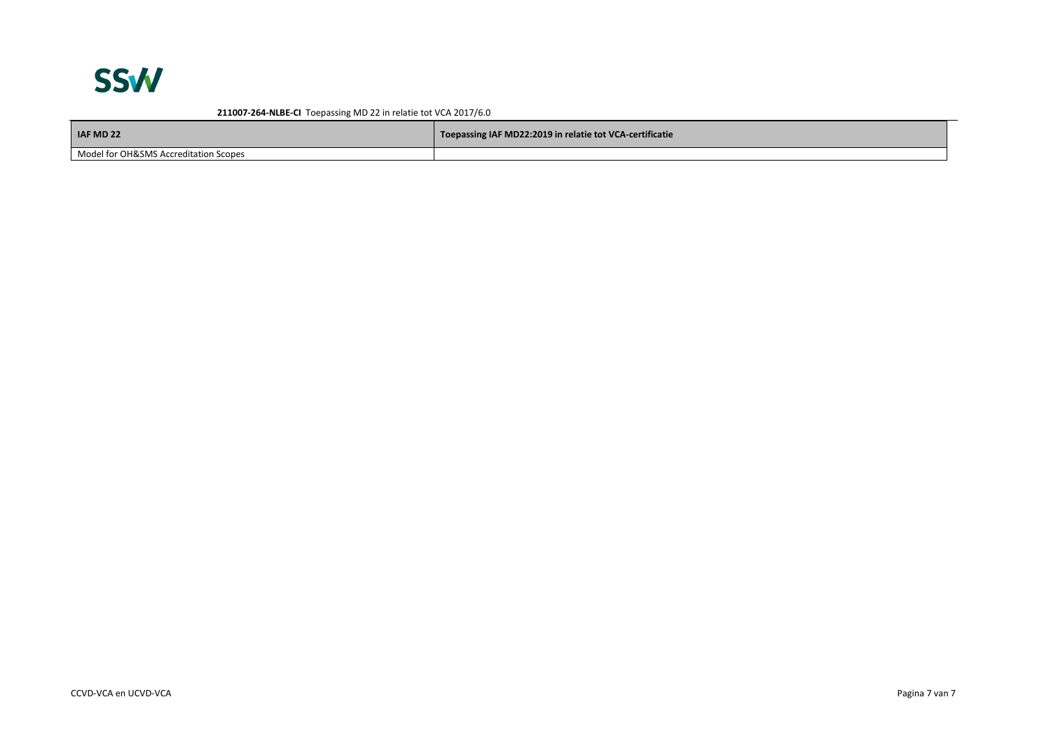| IAF MD 22 | Toepassing IAF MD22:2019 in relatie tot VCA-certificatie |
|---|---|
| Model for OH&SMS Accreditation Scopes | |